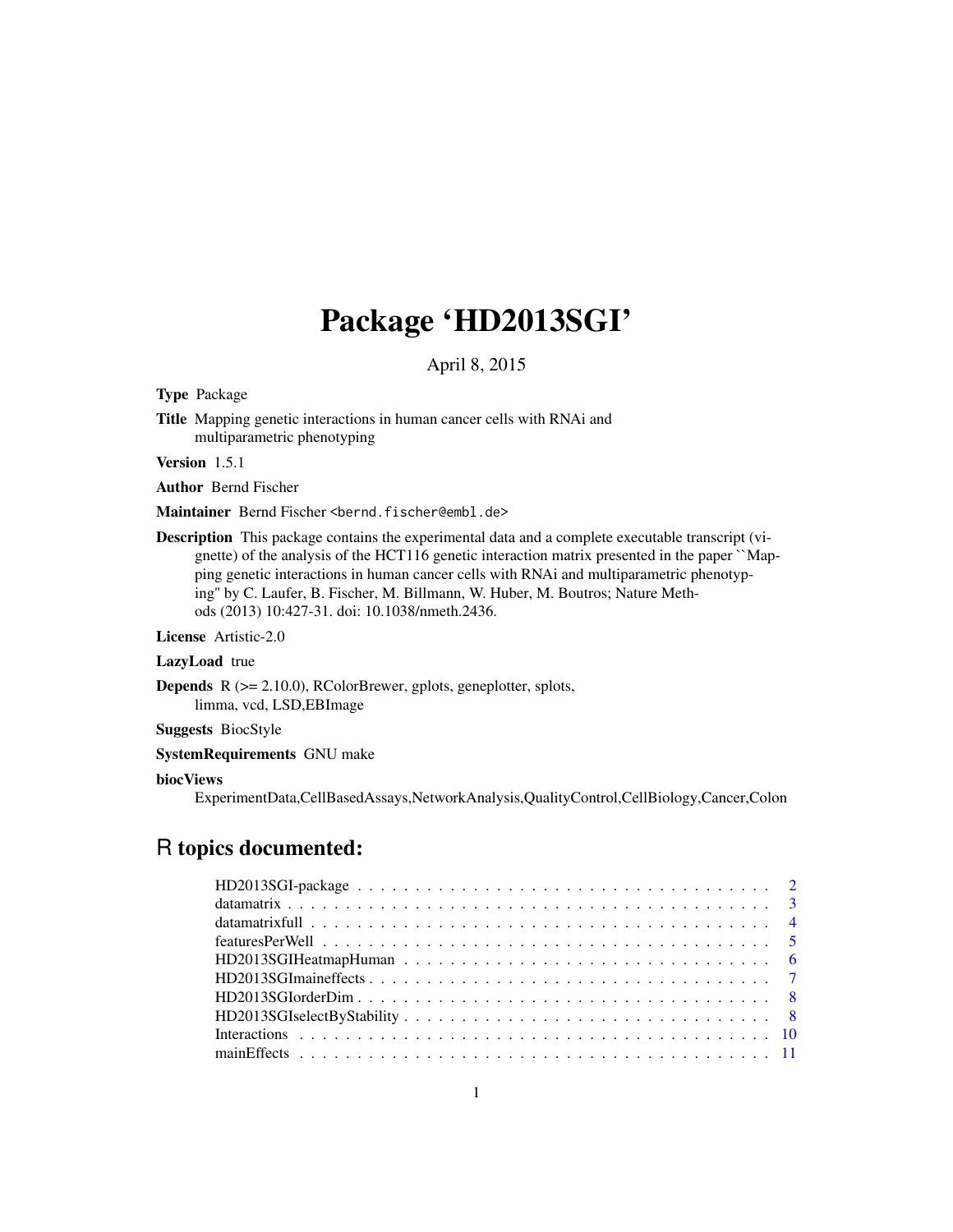# Package 'HD2013SGI'

April 8, 2015

**Type** Package

**Title** Mapping genetic interactions in human cancer cells with RNAi and multiparametric phenotyping

**Version** 1.5.1

**Author** Bernd Fischer

**Maintainer** Bernd Fischer <bernd.fischer@embl.de>

**Description** This package contains the experimental data and a complete executable transcript (vignette) of the analysis of the HCT116 genetic interaction matrix presented in the paper ``Mapping genetic interactions in human cancer cells with RNAi and multiparametric phenotyping'' by C. Laufer, B. Fischer, M. Billmann, W. Huber, M. Boutros; Nature Methods (2013) 10:427-31. doi: 10.1038/nmeth.2436.

**License** Artistic-2.0

**LazyLoad** true

**Depends** R (>= 2.10.0), RColorBrewer, gplots, geneplotter, splots, limma, vcd, LSD,EBImage

**Suggests** BiocStyle

**SystemRequirements** GNU make

**biocViews** ExperimentData,CellBasedAssays,NetworkAnalysis,QualityControl,CellBiology,Cancer,Colon

## R topics documented:

| | |
|---|---|
| HD2013SGI-package | 2 |
| datamatrix | 3 |
| datamatrixfull | 4 |
| featuresPerWell | 5 |
| HD2013SGIHeatmapHuman | 6 |
| HD2013SGImaineffects | 7 |
| HD2013SGIorderDim | 8 |
| HD2013SGIselectByStability | 8 |
| Interactions | 10 |
| mainEffects | 11 |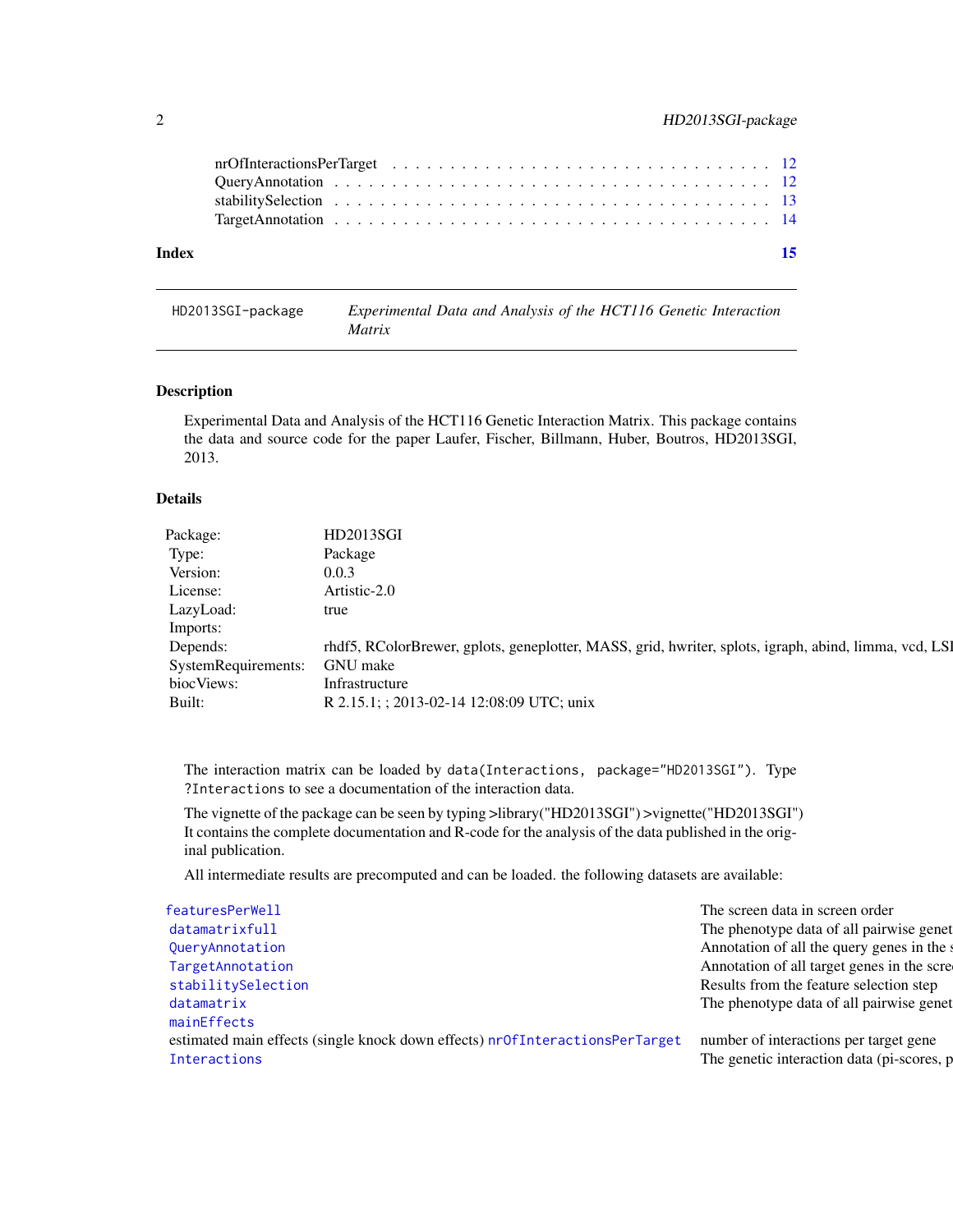nrOfInteractionsPerTarget . . . . . . . . . . . . . . . . . . . . . . . . . . . . . . . 12
QueryAnnotation . . . . . . . . . . . . . . . . . . . . . . . . . . . . . . . . . . . . 12
stabilitySelection . . . . . . . . . . . . . . . . . . . . . . . . . . . . . . . . . . . 13
TargetAnnotation . . . . . . . . . . . . . . . . . . . . . . . . . . . . . . . . . . . . 14

**Index** **15**

---

HD2013SGI-package — *Experimental Data and Analysis of the HCT116 Genetic Interaction Matrix*

---

### Description

Experimental Data and Analysis of the HCT116 Genetic Interaction Matrix. This package contains the data and source code for the paper Laufer, Fischer, Billmann, Huber, Boutros, HD2013SGI, 2013.

### Details

| | |
|---|---|
| Package: | HD2013SGI |
| Type: | Package |
| Version: | 0.0.3 |
| License: | Artistic-2.0 |
| LazyLoad: | true |
| Imports: | |
| Depends: | rhdf5, RColorBrewer, gplots, geneplotter, MASS, grid, hwriter, splots, igraph, abind, limma, vcd, LSI |
| SystemRequirements: | GNU make |
| biocViews: | Infrastructure |
| Built: | R 2.15.1; ; 2013-02-14 12:08:09 UTC; unix |

The interaction matrix can be loaded by `data(Interactions, package="HD2013SGI")`. Type `?Interactions` to see a documentation of the interaction data.

The vignette of the package can be seen by typing >library("HD2013SGI") >vignette("HD2013SGI") It contains the complete documentation and R-code for the analysis of the data published in the original publication.

All intermediate results are precomputed and can be loaded. the following datasets are available:

| | |
|---|---|
| `featuresPerWell` | The screen data in screen order |
| `datamatrixfull` | The phenotype data of all pairwise genet |
| `QueryAnnotation` | Annotation of all the query genes in the s |
| `TargetAnnotation` | Annotation of all target genes in the scre |
| `stabilitySelection` | Results from the feature selection step |
| `datamatrix` | The phenotype data of all pairwise genet |
| `mainEffects` | |
| estimated main effects (single knock down effects) `nrOfInteractionsPerTarget` | number of interactions per target gene |
| `Interactions` | The genetic interaction data (pi-scores, p |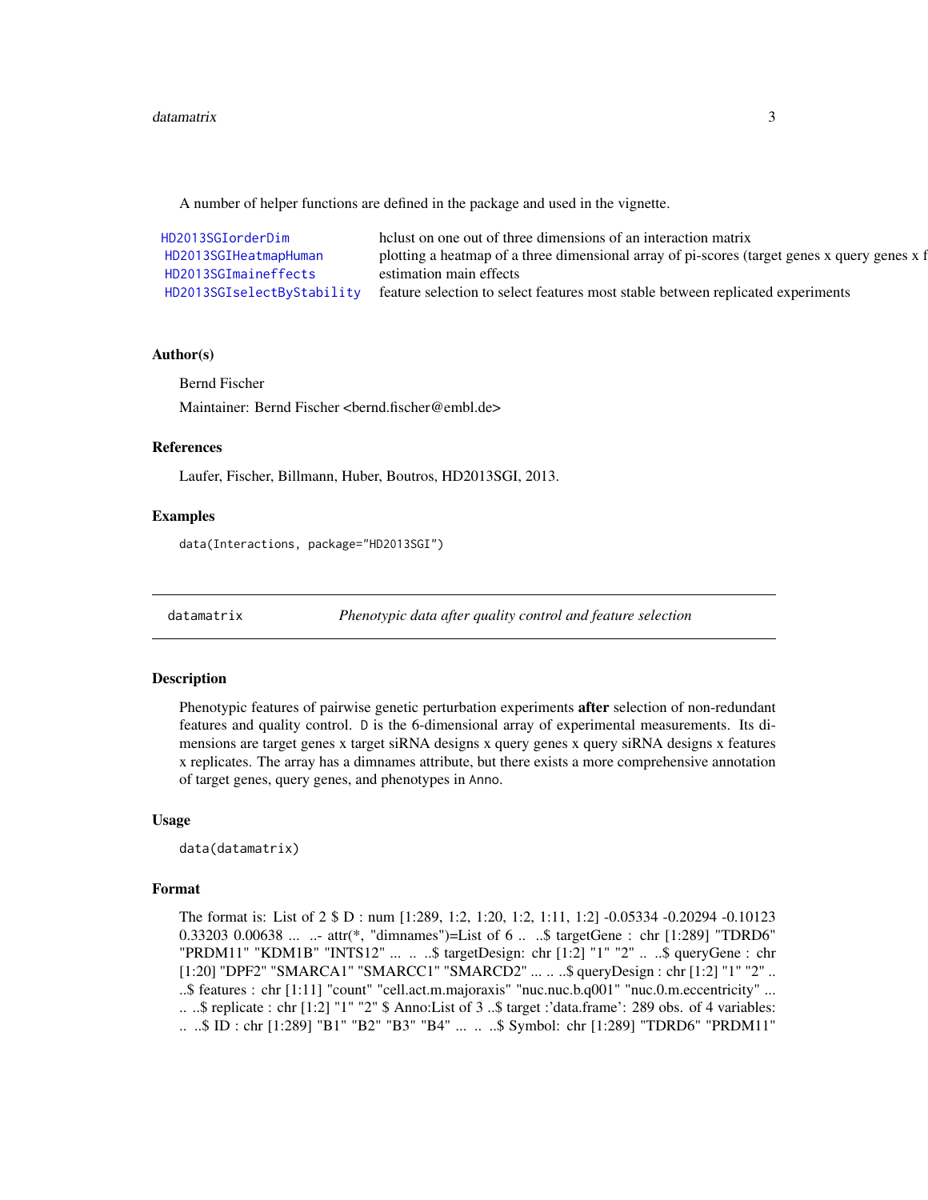A number of helper functions are defined in the package and used in the vignette.

| | |
|---|---|
| HD2013SGIorderDim | hclust on one out of three dimensions of an interaction matrix |
| HD2013SGIHeatmapHuman | plotting a heatmap of a three dimensional array of pi-scores (target genes x query genes x f |
| HD2013SGImaineffects | estimation main effects |
| HD2013SGIselectByStability | feature selection to select features most stable between replicated experiments |

## Author(s)

Bernd Fischer

Maintainer: Bernd Fischer <bernd.fischer@embl.de>

## References

Laufer, Fischer, Billmann, Huber, Boutros, HD2013SGI, 2013.

## Examples

```
data(Interactions, package="HD2013SGI")
```

---

# datamatrix — *Phenotypic data after quality control and feature selection*

---

## Description

Phenotypic features of pairwise genetic perturbation experiments **after** selection of non-redundant features and quality control. D is the 6-dimensional array of experimental measurements. Its dimensions are target genes x target siRNA designs x query genes x query siRNA designs x features x replicates. The array has a dimnames attribute, but there exists a more comprehensive annotation of target genes, query genes, and phenotypes in Anno.

## Usage

```
data(datamatrix)
```

## Format

The format is: List of 2 $ D : num [1:289, 1:2, 1:20, 1:2, 1:11, 1:2] -0.05334 -0.20294 -0.10123 0.33203 0.00638 ... ..- attr(*, "dimnames")=List of 6 .. ..$ targetGene : chr [1:289] "TDRD6" "PRDM11" "KDM1B" "INTS12" ... .. ..$ targetDesign: chr [1:2] "1" "2" .. ..$ queryGene : chr [1:20] "DPF2" "SMARCA1" "SMARCC1" "SMARCD2" ... .. ..$ queryDesign : chr [1:2] "1" "2" .. ..$ features : chr [1:11] "count" "cell.act.m.majoraxis" "nuc.nuc.b.q001" "nuc.0.m.eccentricity" ... .. ..$ replicate : chr [1:2] "1" "2" $ Anno:List of 3 ..$ target :'data.frame': 289 obs. of 4 variables: .. ..$ ID : chr [1:289] "B1" "B2" "B3" "B4" ... .. ..$ Symbol: chr [1:289] "TDRD6" "PRDM11"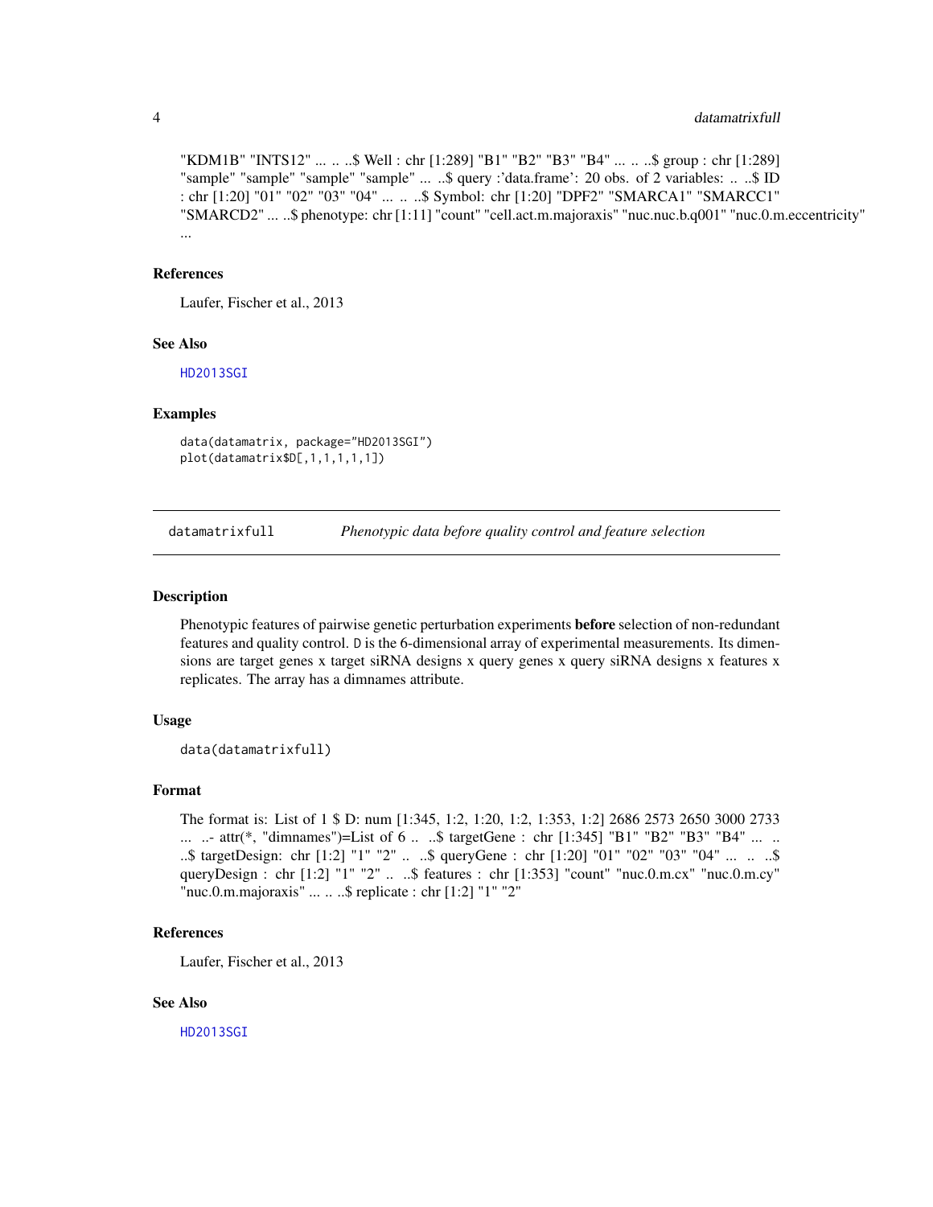"KDM1B" "INTS12" ... .. ..$ Well : chr [1:289] "B1" "B2" "B3" "B4" ... .. ..$ group : chr [1:289] "sample" "sample" "sample" "sample" ... ..$ query :'data.frame': 20 obs. of 2 variables: .. ..$ ID : chr [1:20] "01" "02" "03" "04" ... .. ..$ Symbol: chr [1:20] "DPF2" "SMARCA1" "SMARCC1" "SMARCD2" ... ..$ phenotype: chr [1:11] "count" "cell.act.m.majoraxis" "nuc.nuc.b.q001" "nuc.0.m.eccentricity" ...

### References

Laufer, Fischer et al., 2013

### See Also

HD2013SGI

### Examples

```
data(datamatrix, package="HD2013SGI")
plot(datamatrix$D[,1,1,1,1,1])
```

---

## datamatrixfull — *Phenotypic data before quality control and feature selection*

---

### Description

Phenotypic features of pairwise genetic perturbation experiments **before** selection of non-redundant features and quality control. D is the 6-dimensional array of experimental measurements. Its dimensions are target genes x target siRNA designs x query genes x query siRNA designs x features x replicates. The array has a dimnames attribute.

### Usage

```
data(datamatrixfull)
```

### Format

The format is: List of 1 $ D: num [1:345, 1:2, 1:20, 1:2, 1:353, 1:2] 2686 2573 2650 3000 2733 ... ..- attr(*, "dimnames")=List of 6 .. ..$ targetGene : chr [1:345] "B1" "B2" "B3" "B4" ... .. ..$ targetDesign: chr [1:2] "1" "2" .. ..$ queryGene : chr [1:20] "01" "02" "03" "04" ... .. ..$ queryDesign : chr [1:2] "1" "2" .. ..$ features : chr [1:353] "count" "nuc.0.m.cx" "nuc.0.m.cy" "nuc.0.m.majoraxis" ... .. ..$ replicate : chr [1:2] "1" "2"

### References

Laufer, Fischer et al., 2013

### See Also

HD2013SGI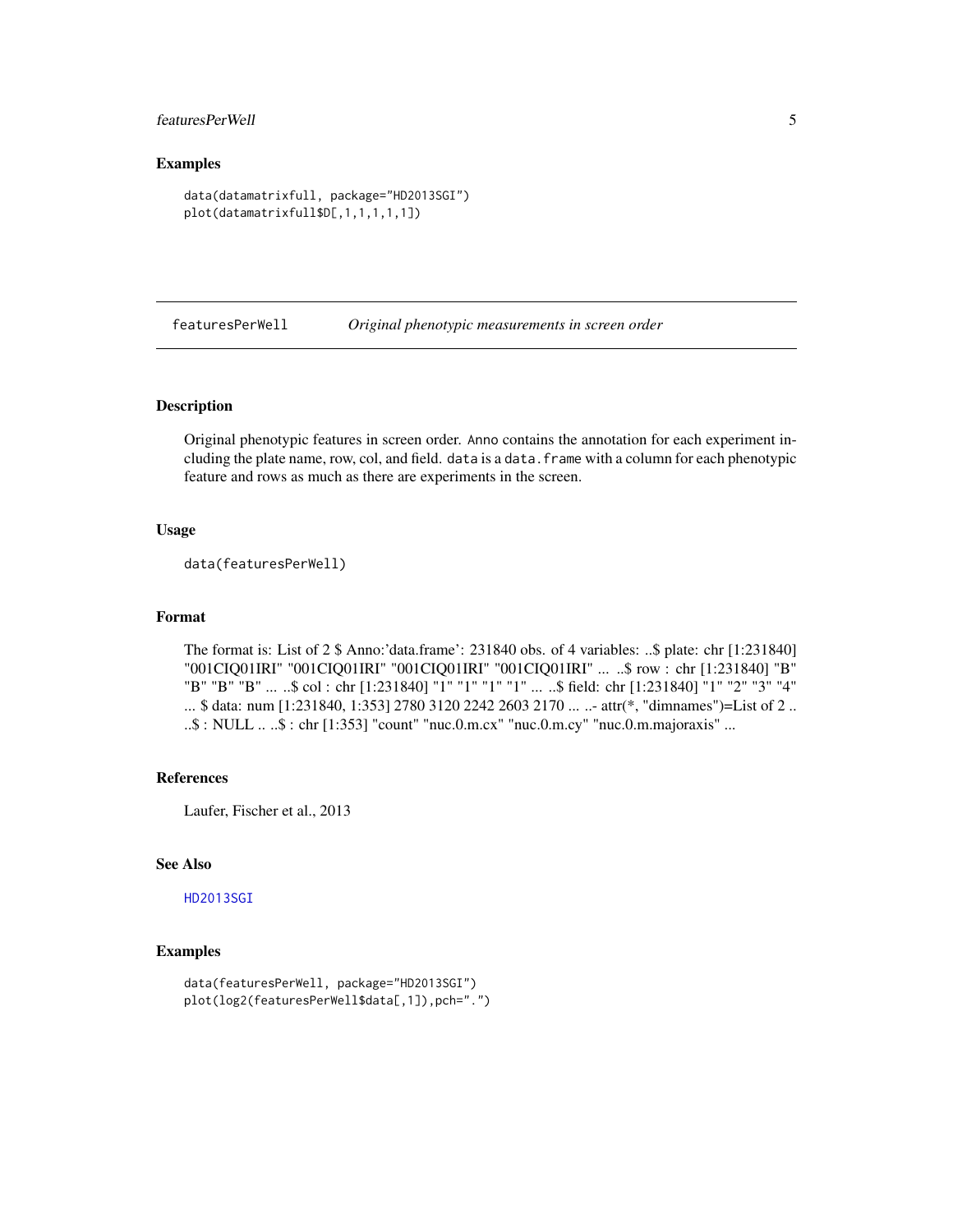## Examples

```
data(datamatrixfull, package="HD2013SGI")
plot(datamatrixfull$D[,1,1,1,1,1])
```

---

`featuresPerWell` *Original phenotypic measurements in screen order*

---

## Description

Original phenotypic features in screen order. `Anno` contains the annotation for each experiment including the plate name, row, col, and field. `data` is a `data.frame` with a column for each phenotypic feature and rows as much as there are experiments in the screen.

## Usage

```
data(featuresPerWell)
```

## Format

The format is: List of 2 $ Anno:'data.frame': 231840 obs. of 4 variables: ..$ plate: chr [1:231840] "001CIQ01IRI" "001CIQ01IRI" "001CIQ01IRI" "001CIQ01IRI" ... ..$ row : chr [1:231840] "B" "B" "B" "B" ... ..$ col : chr [1:231840] "1" "1" "1" "1" ... ..$ field: chr [1:231840] "1" "2" "3" "4" ... $ data: num [1:231840, 1:353] 2780 3120 2242 2603 2170 ... ..- attr(*, "dimnames")=List of 2 .. ..$ : NULL .. ..$ : chr [1:353] "count" "nuc.0.m.cx" "nuc.0.m.cy" "nuc.0.m.majoraxis" ...

## References

Laufer, Fischer et al., 2013

## See Also

HD2013SGI

## Examples

```
data(featuresPerWell, package="HD2013SGI")
plot(log2(featuresPerWell$data[,1]),pch=".")
```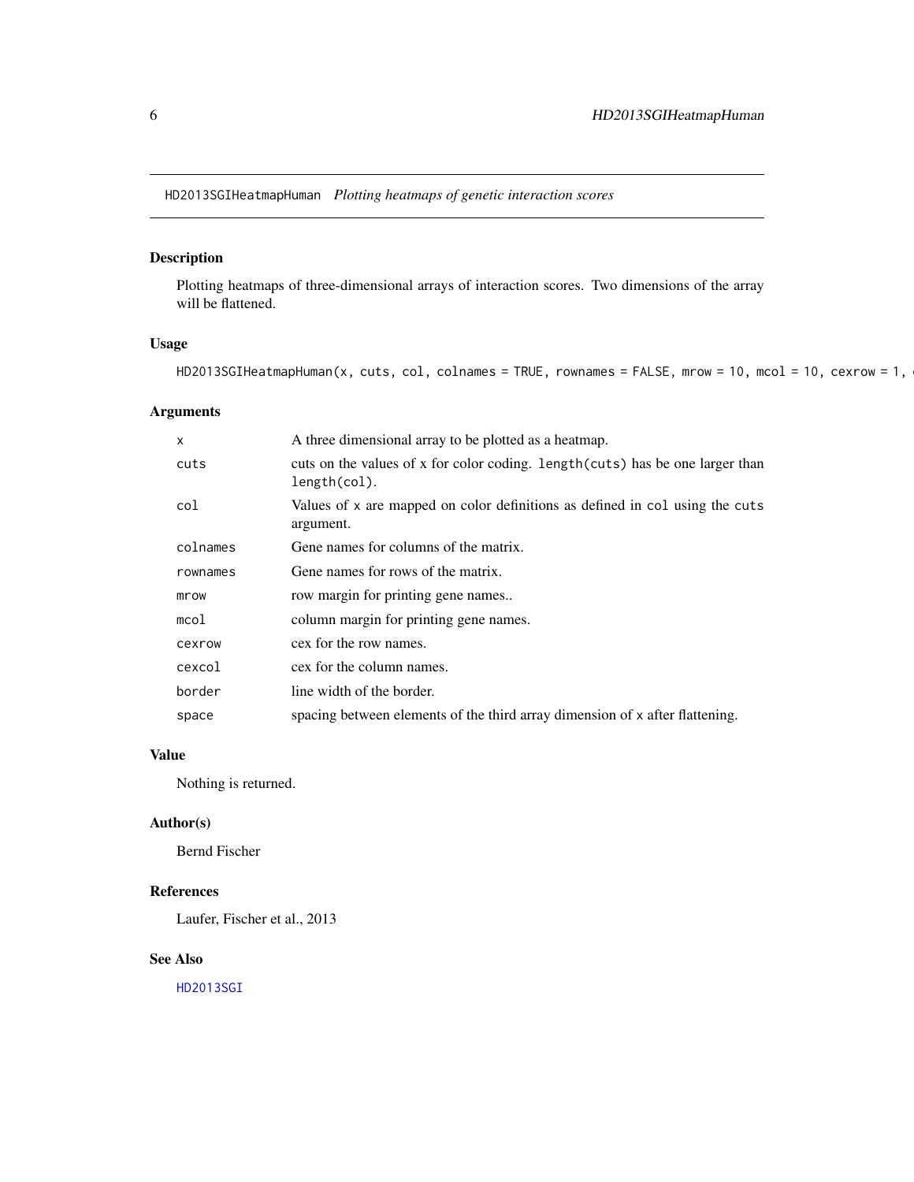HD2013SGIHeatmapHuman *Plotting heatmaps of genetic interaction scores*

## Description

Plotting heatmaps of three-dimensional arrays of interaction scores. Two dimensions of the array will be flattened.

## Usage

```
HD2013SGIHeatmapHuman(x, cuts, col, colnames = TRUE, rownames = FALSE, mrow = 10, mcol = 10, cexrow = 1, c
```

## Arguments

| | |
|---|---|
| `x` | A three dimensional array to be plotted as a heatmap. |
| `cuts` | cuts on the values of x for color coding. `length(cuts)` has be one larger than `length(col)`. |
| `col` | Values of `x` are mapped on color definitions as defined in `col` using the `cuts` argument. |
| `colnames` | Gene names for columns of the matrix. |
| `rownames` | Gene names for rows of the matrix. |
| `mrow` | row margin for printing gene names.. |
| `mcol` | column margin for printing gene names. |
| `cexrow` | cex for the row names. |
| `cexcol` | cex for the column names. |
| `border` | line width of the border. |
| `space` | spacing between elements of the third array dimension of `x` after flattening. |

## Value

Nothing is returned.

## Author(s)

Bernd Fischer

## References

Laufer, Fischer et al., 2013

## See Also

HD2013SGI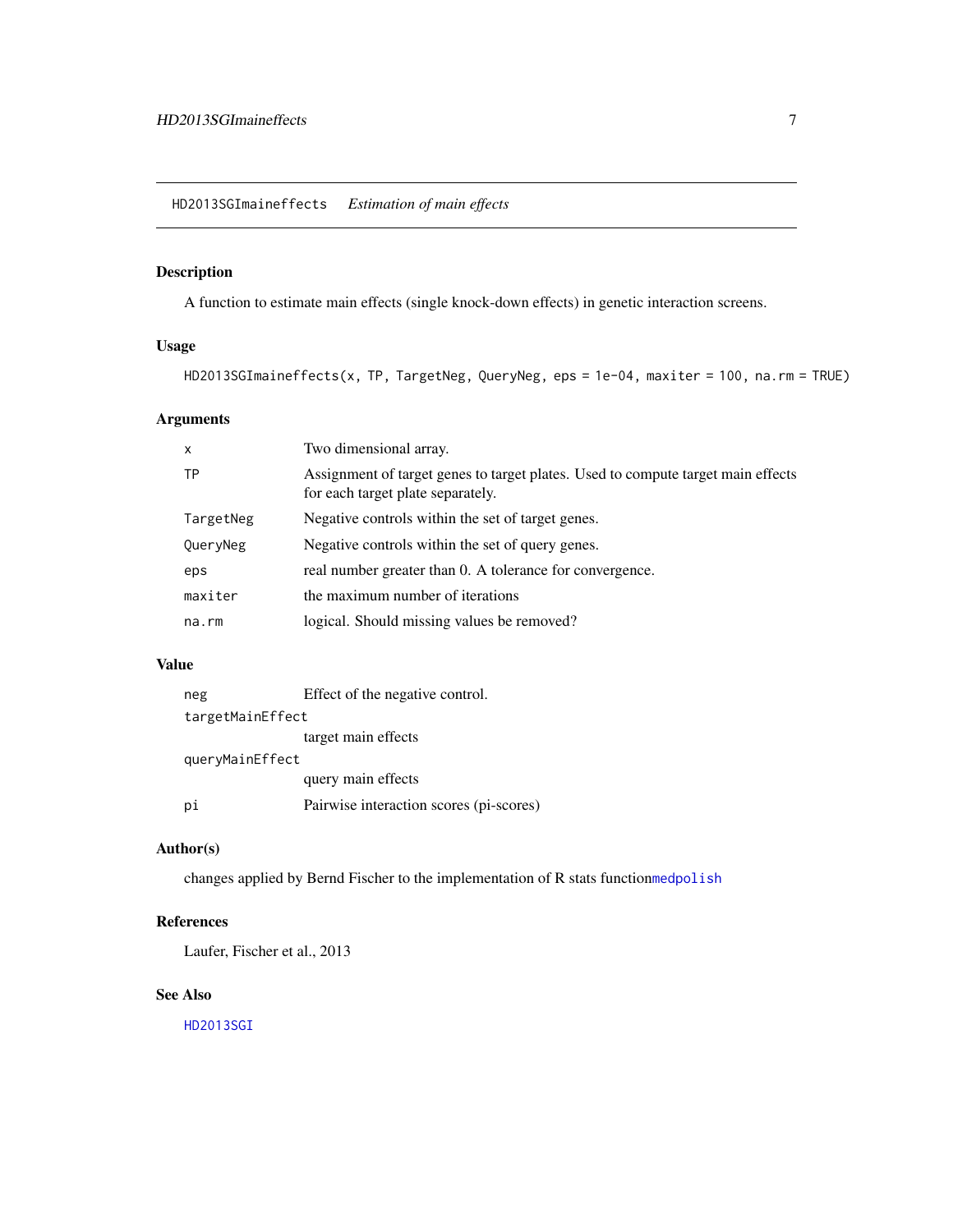## HD2013SGImaineffects *Estimation of main effects*

### Description

A function to estimate main effects (single knock-down effects) in genetic interaction screens.

### Usage

```
HD2013SGImaineffects(x, TP, TargetNeg, QueryNeg, eps = 1e-04, maxiter = 100, na.rm = TRUE)
```

### Arguments

| | |
|---|---|
| `x` | Two dimensional array. |
| `TP` | Assignment of target genes to target plates. Used to compute target main effects for each target plate separately. |
| `TargetNeg` | Negative controls within the set of target genes. |
| `QueryNeg` | Negative controls within the set of query genes. |
| `eps` | real number greater than 0. A tolerance for convergence. |
| `maxiter` | the maximum number of iterations |
| `na.rm` | logical. Should missing values be removed? |

### Value

| | |
|---|---|
| `neg` | Effect of the negative control. |
| `targetMainEffect` | target main effects |
| `queryMainEffect` | query main effects |
| `pi` | Pairwise interaction scores (pi-scores) |

### Author(s)

changes applied by Bernd Fischer to the implementation of R stats function`medpolish`

### References

Laufer, Fischer et al., 2013

### See Also

`HD2013SGI`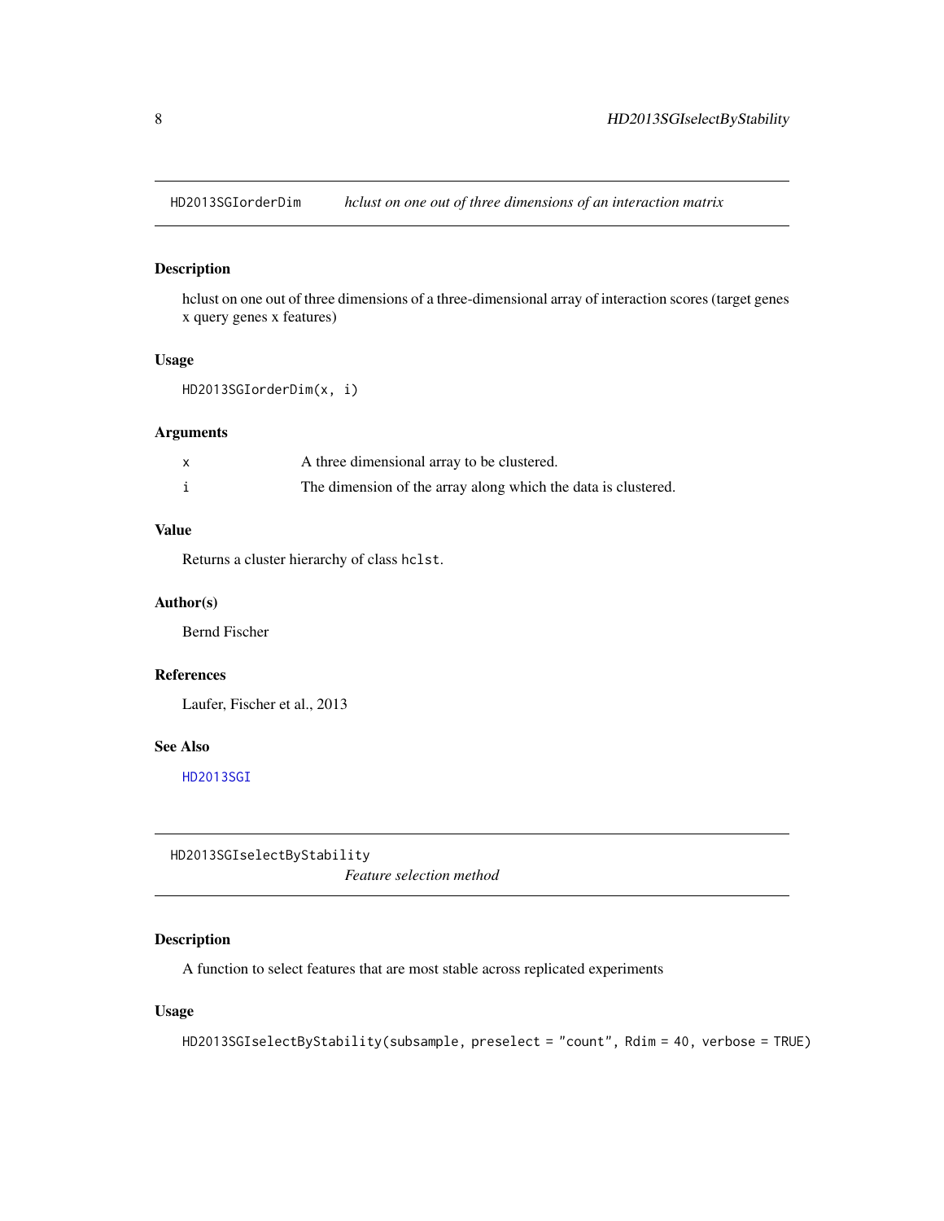## HD2013SGIorderDim — *hclust on one out of three dimensions of an interaction matrix*

### Description

hclust on one out of three dimensions of a three-dimensional array of interaction scores (target genes x query genes x features)

### Usage

```
HD2013SGIorderDim(x, i)
```

### Arguments

| | |
|---|---|
| x | A three dimensional array to be clustered. |
| i | The dimension of the array along which the data is clustered. |

### Value

Returns a cluster hierarchy of class `hclst`.

### Author(s)

Bernd Fischer

### References

Laufer, Fischer et al., 2013

### See Also

HD2013SGI

## HD2013SGIselectByStability — *Feature selection method*

### Description

A function to select features that are most stable across replicated experiments

### Usage

```
HD2013SGIselectByStability(subsample, preselect = "count", Rdim = 40, verbose = TRUE)
```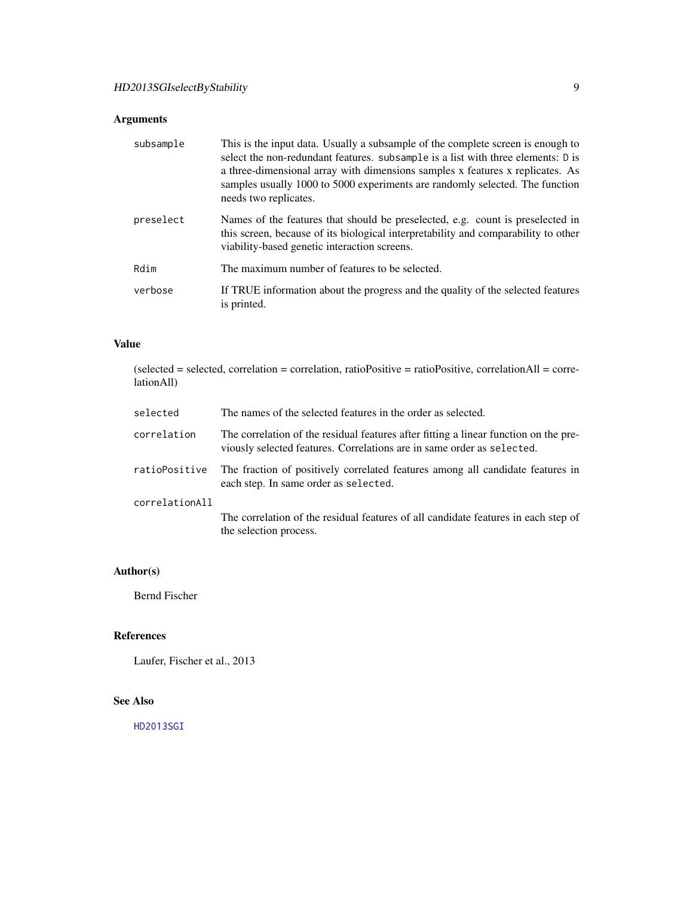## Arguments

| | |
|---|---|
| `subsample` | This is the input data. Usually a subsample of the complete screen is enough to select the non-redundant features. `subsample` is a list with three elements: `D` is a three-dimensional array with dimensions samples x features x replicates. As samples usually 1000 to 5000 experiments are randomly selected. The function needs two replicates. |
| `preselect` | Names of the features that should be preselected, e.g. count is preselected in this screen, because of its biological interpretability and comparability to other viability-based genetic interaction screens. |
| `Rdim` | The maximum number of features to be selected. |
| `verbose` | If TRUE information about the progress and the quality of the selected features is printed. |

## Value

(selected = selected, correlation = correlation, ratioPositive = ratioPositive, correlationAll = correlationAll)

| | |
|---|---|
| `selected` | The names of the selected features in the order as selected. |
| `correlation` | The correlation of the residual features after fitting a linear function on the previously selected features. Correlations are in same order as `selected`. |
| `ratioPositive` | The fraction of positively correlated features among all candidate features in each step. In same order as `selected`. |
| `correlationAll` | The correlation of the residual features of all candidate features in each step of the selection process. |

## Author(s)

Bernd Fischer

## References

Laufer, Fischer et al., 2013

## See Also

HD2013SGI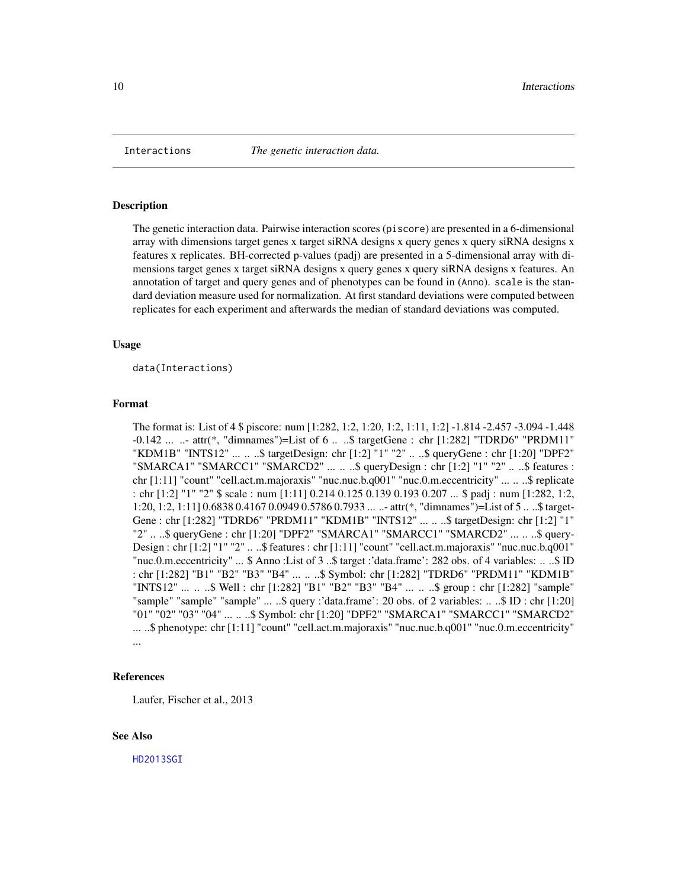# Interactions *The genetic interaction data.*

## Description

The genetic interaction data. Pairwise interaction scores (piscore) are presented in a 6-dimensional array with dimensions target genes x target siRNA designs x query genes x query siRNA designs x features x replicates. BH-corrected p-values (padj) are presented in a 5-dimensional array with dimensions target genes x target siRNA designs x query genes x query siRNA designs x features. An annotation of target and query genes and of phenotypes can be found in (Anno). scale is the standard deviation measure used for normalization. At first standard deviations were computed between replicates for each experiment and afterwards the median of standard deviations was computed.

## Usage

```
data(Interactions)
```

## Format

The format is: List of 4 $ piscore: num [1:282, 1:2, 1:20, 1:2, 1:11, 1:2] -1.814 -2.457 -3.094 -1.448 -0.142 ... ..- attr(*, "dimnames")=List of 6 .. ..$ targetGene : chr [1:282] "TDRD6" "PRDM11" "KDM1B" "INTS12" ... .. ..$ targetDesign: chr [1:2] "1" "2" .. ..$ queryGene : chr [1:20] "DPF2" "SMARCA1" "SMARCC1" "SMARCD2" ... .. ..$ queryDesign : chr [1:2] "1" "2" .. ..$ features : chr [1:11] "count" "cell.act.m.majoraxis" "nuc.nuc.b.q001" "nuc.0.m.eccentricity" ... .. ..$ replicate : chr [1:2] "1" "2" $ scale : num [1:11] 0.214 0.125 0.139 0.193 0.207 ... $ padj : num [1:282, 1:2, 1:20, 1:2, 1:11] 0.6838 0.4167 0.0949 0.5786 0.7933 ... ..- attr(*, "dimnames")=List of 5 .. ..$ targetGene : chr [1:282] "TDRD6" "PRDM11" "KDM1B" "INTS12" ... .. ..$ targetDesign: chr [1:2] "1" "2" .. ..$ queryGene : chr [1:20] "DPF2" "SMARCA1" "SMARCC1" "SMARCD2" ... .. ..$ queryDesign : chr [1:2] "1" "2" .. ..$ features : chr [1:11] "count" "cell.act.m.majoraxis" "nuc.nuc.b.q001" "nuc.0.m.eccentricity" ... $ Anno :List of 3 ..$ target :'data.frame': 282 obs. of 4 variables: .. ..$ ID : chr [1:282] "B1" "B2" "B3" "B4" ... .. ..$ Symbol: chr [1:282] "TDRD6" "PRDM11" "KDM1B" "INTS12" ... .. ..$ Well : chr [1:282] "B1" "B2" "B3" "B4" ... .. ..$ group : chr [1:282] "sample" "sample" "sample" "sample" ... ..$ query :'data.frame': 20 obs. of 2 variables: .. ..$ ID : chr [1:20] "01" "02" "03" "04" ... .. ..$ Symbol: chr [1:20] "DPF2" "SMARCA1" "SMARCC1" "SMARCD2" ... ..$ phenotype: chr [1:11] "count" "cell.act.m.majoraxis" "nuc.nuc.b.q001" "nuc.0.m.eccentricity" ...

## References

Laufer, Fischer et al., 2013

## See Also

HD2013SGI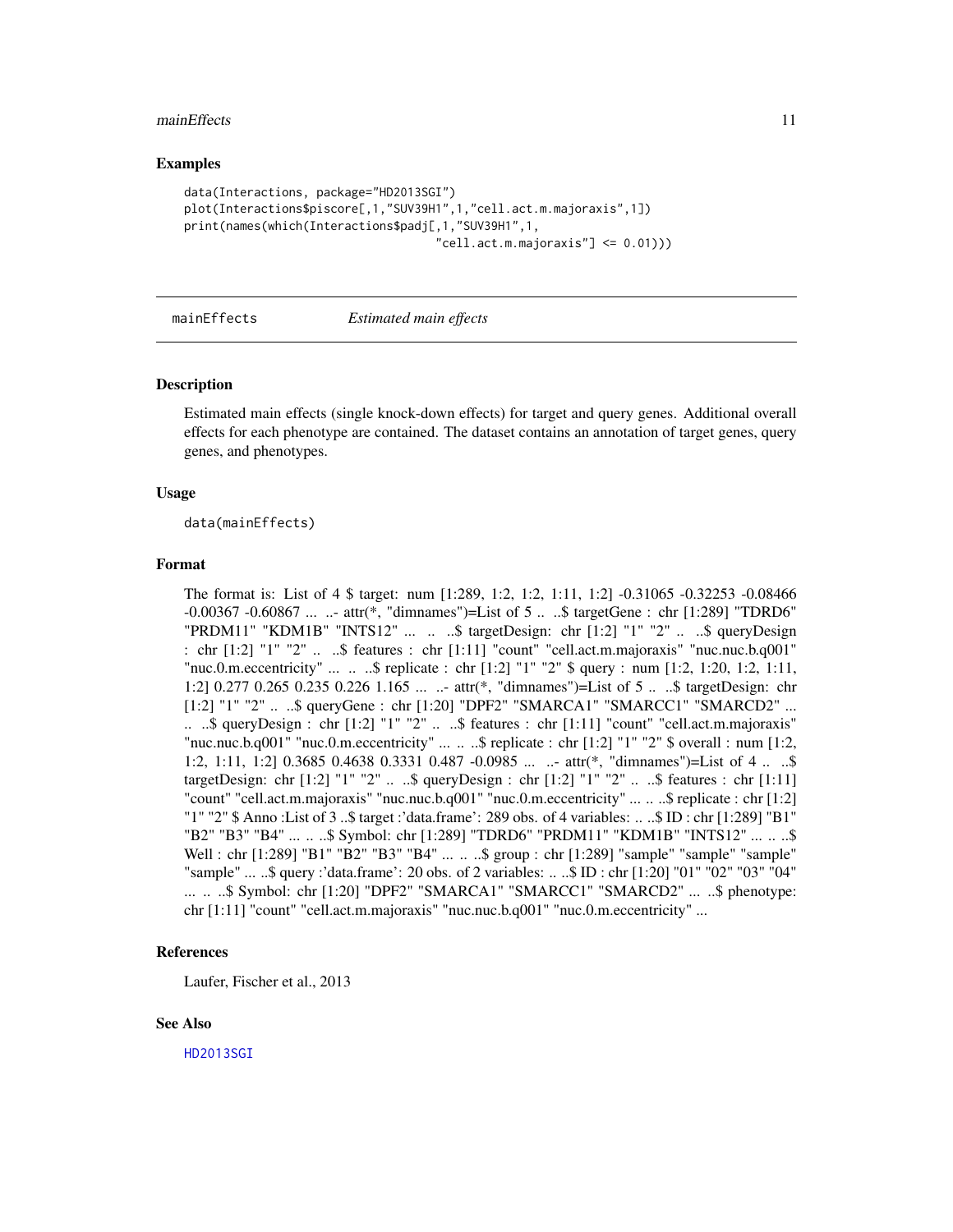### Examples

```
data(Interactions, package="HD2013SGI")
plot(Interactions$piscore[,1,"SUV39H1",1,"cell.act.m.majoraxis",1])
print(names(which(Interactions$padj[,1,"SUV39H1",1,
                                    "cell.act.m.majoraxis"] <= 0.01)))
```

---

## mainEffects    *Estimated main effects*

---

### Description

Estimated main effects (single knock-down effects) for target and query genes. Additional overall effects for each phenotype are contained. The dataset contains an annotation of target genes, query genes, and phenotypes.

### Usage

```
data(mainEffects)
```

### Format

The format is: List of 4 $ target: num [1:289, 1:2, 1:2, 1:11, 1:2] -0.31065 -0.32253 -0.08466 -0.00367 -0.60867 ... ..- attr(*, "dimnames")=List of 5 .. ..$ targetGene : chr [1:289] "TDRD6" "PRDM11" "KDM1B" "INTS12" ... .. ..$ targetDesign: chr [1:2] "1" "2" .. ..$ queryDesign : chr [1:2] "1" "2" .. ..$ features : chr [1:11] "count" "cell.act.m.majoraxis" "nuc.nuc.b.q001" "nuc.0.m.eccentricity" ... .. ..$ replicate : chr [1:2] "1" "2" $ query : num [1:2, 1:20, 1:2, 1:11, 1:2] 0.277 0.265 0.235 0.226 1.165 ... ..- attr(*, "dimnames")=List of 5 .. ..$ targetDesign: chr [1:2] "1" "2" .. ..$ queryGene : chr [1:20] "DPF2" "SMARCA1" "SMARCC1" "SMARCD2" ... .. ..$ queryDesign : chr [1:2] "1" "2" .. ..$ features : chr [1:11] "count" "cell.act.m.majoraxis" "nuc.nuc.b.q001" "nuc.0.m.eccentricity" ... .. ..$ replicate : chr [1:2] "1" "2" $ overall : num [1:2, 1:2, 1:11, 1:2] 0.3685 0.4638 0.3331 0.487 -0.0985 ... ..- attr(*, "dimnames")=List of 4 .. ..$ targetDesign: chr [1:2] "1" "2" .. ..$ queryDesign : chr [1:2] "1" "2" .. ..$ features : chr [1:11] "count" "cell.act.m.majoraxis" "nuc.nuc.b.q001" "nuc.0.m.eccentricity" ... .. ..$ replicate : chr [1:2] "1" "2" $ Anno :List of 3 ..$ target :'data.frame': 289 obs. of 4 variables: .. ..$ ID : chr [1:289] "B1" "B2" "B3" "B4" ... .. ..$ Symbol: chr [1:289] "TDRD6" "PRDM11" "KDM1B" "INTS12" ... .. ..$ Well : chr [1:289] "B1" "B2" "B3" "B4" ... .. ..$ group : chr [1:289] "sample" "sample" "sample" ... ..$ query :'data.frame': 20 obs. of 2 variables: .. ..$ ID : chr [1:20] "01" "02" "03" "04" ... .. ..$ Symbol: chr [1:20] "DPF2" "SMARCA1" "SMARCC1" "SMARCD2" ... ..$ phenotype: chr [1:11] "count" "cell.act.m.majoraxis" "nuc.nuc.b.q001" "nuc.0.m.eccentricity" ...

### References

Laufer, Fischer et al., 2013

### See Also

HD2013SGI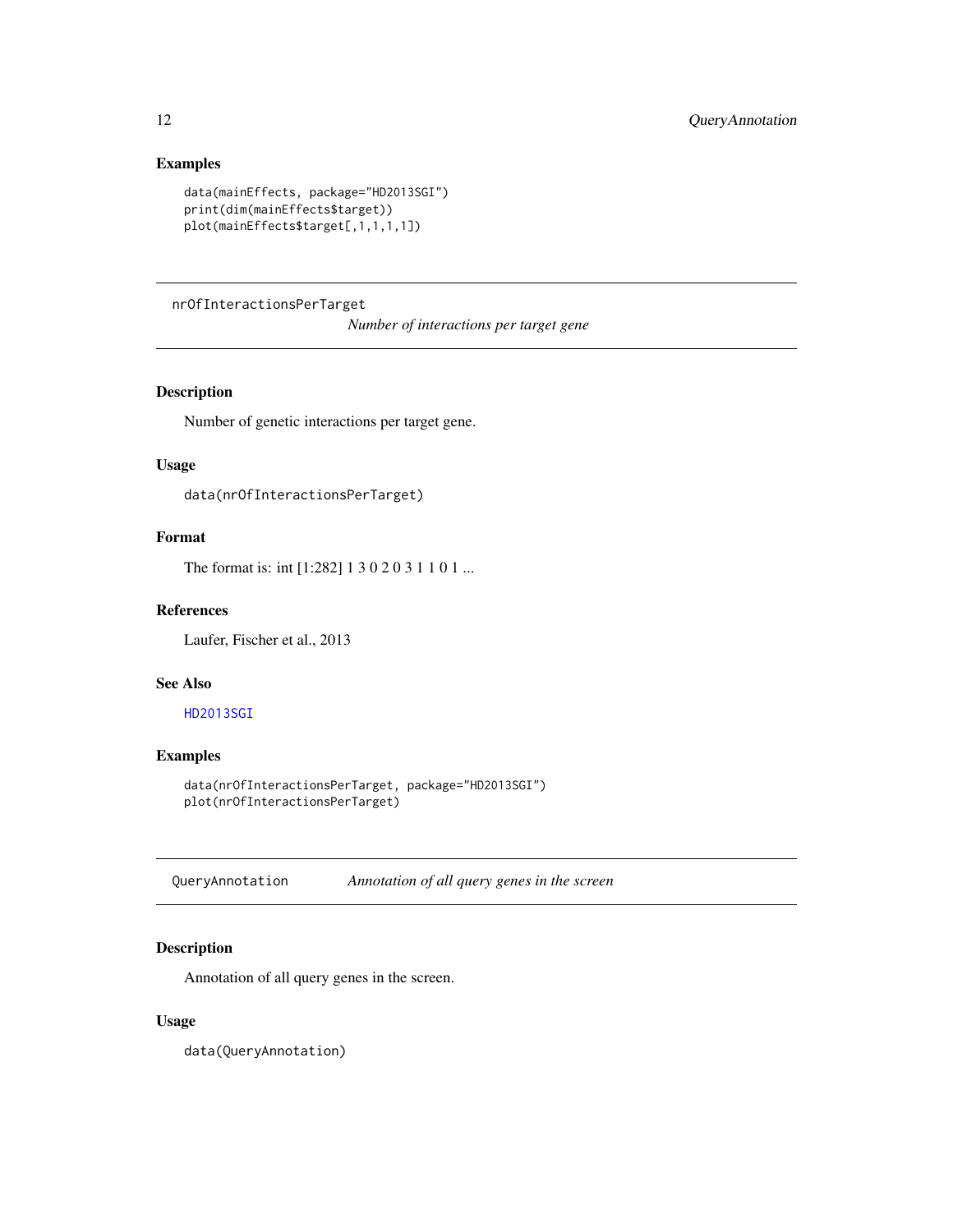### Examples

```
data(mainEffects, package="HD2013SGI")
print(dim(mainEffects$target))
plot(mainEffects$target[,1,1,1,1])
```

---

## nrOfInteractionsPerTarget — *Number of interactions per target gene*

### Description

Number of genetic interactions per target gene.

### Usage

```
data(nrOfInteractionsPerTarget)
```

### Format

The format is: int [1:282] 1 3 0 2 0 3 1 1 0 1 ...

### References

Laufer, Fischer et al., 2013

### See Also

HD2013SGI

### Examples

```
data(nrOfInteractionsPerTarget, package="HD2013SGI")
plot(nrOfInteractionsPerTarget)
```

---

## QueryAnnotation — *Annotation of all query genes in the screen*

### Description

Annotation of all query genes in the screen.

### Usage

```
data(QueryAnnotation)
```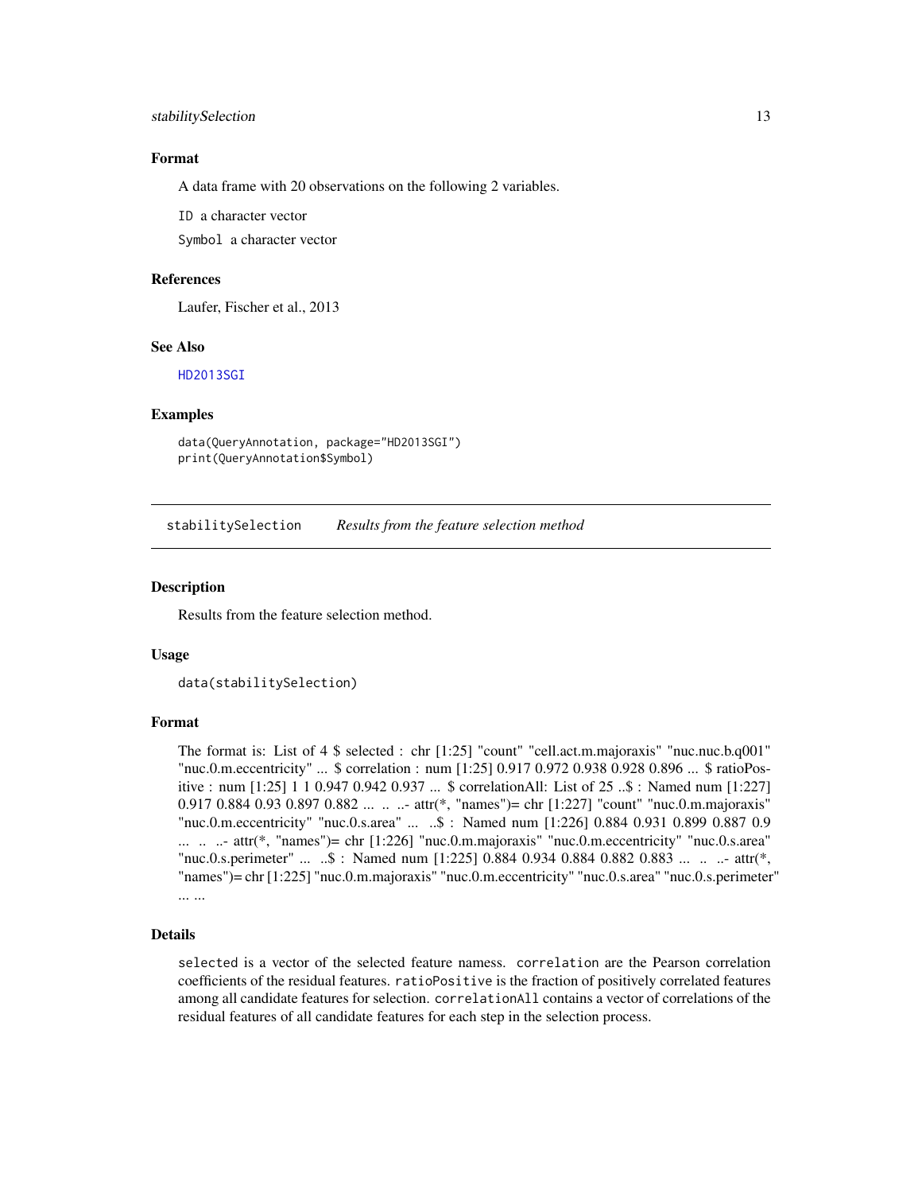### Format

A data frame with 20 observations on the following 2 variables.

`ID` a character vector

`Symbol` a character vector

### References

Laufer, Fischer et al., 2013

### See Also

HD2013SGI

### Examples

```
data(QueryAnnotation, package="HD2013SGI")
print(QueryAnnotation$Symbol)
```

---

## stabilitySelection *Results from the feature selection method*

---

### Description

Results from the feature selection method.

### Usage

```
data(stabilitySelection)
```

### Format

The format is: List of 4 $ selected : chr [1:25] "count" "cell.act.m.majoraxis" "nuc.nuc.b.q001" "nuc.0.m.eccentricity" ... $ correlation : num [1:25] 0.917 0.972 0.938 0.928 0.896 ... $ ratioPositive : num [1:25] 1 1 0.947 0.942 0.937 ... $ correlationAll: List of 25 ..$ : Named num [1:227] 0.917 0.884 0.93 0.897 0.882 ... .. ..- attr(*, "names")= chr [1:227] "count" "nuc.0.m.majoraxis" "nuc.0.m.eccentricity" "nuc.0.s.area" ... ..$ : Named num [1:226] 0.884 0.931 0.899 0.887 0.9 ... .. ..- attr(*, "names")= chr [1:226] "nuc.0.m.majoraxis" "nuc.0.m.eccentricity" "nuc.0.s.area" "nuc.0.s.perimeter" ... ..$ : Named num [1:225] 0.884 0.934 0.884 0.882 0.883 ... .. ..- attr(*, "names")= chr [1:225] "nuc.0.m.majoraxis" "nuc.0.m.eccentricity" "nuc.0.s.area" "nuc.0.s.perimeter" ... ...

### Details

`selected` is a vector of the selected feature namess. `correlation` are the Pearson correlation coefficients of the residual features. `ratioPositive` is the fraction of positively correlated features among all candidate features for selection. `correlationAll` contains a vector of correlations of the residual features of all candidate features for each step in the selection process.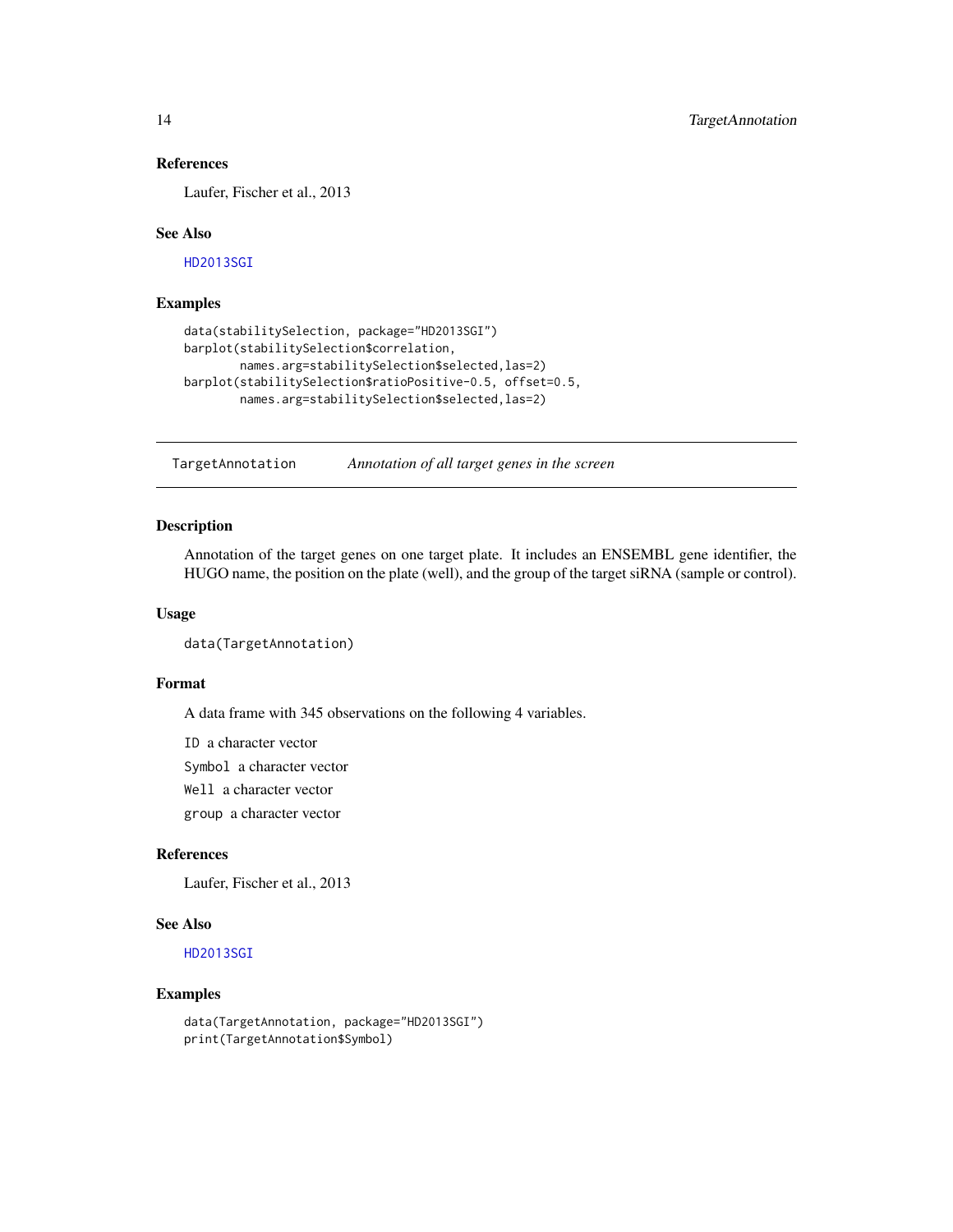### References

Laufer, Fischer et al., 2013

### See Also

HD2013SGI

### Examples

```
data(stabilitySelection, package="HD2013SGI")
barplot(stabilitySelection$correlation,
        names.arg=stabilitySelection$selected,las=2)
barplot(stabilitySelection$ratioPositive-0.5, offset=0.5,
        names.arg=stabilitySelection$selected,las=2)
```

---

## TargetAnnotation &nbsp;&nbsp;&nbsp; *Annotation of all target genes in the screen*

---

### Description

Annotation of the target genes on one target plate. It includes an ENSEMBL gene identifier, the HUGO name, the position on the plate (well), and the group of the target siRNA (sample or control).

### Usage

```
data(TargetAnnotation)
```

### Format

A data frame with 345 observations on the following 4 variables.

`ID` a character vector

`Symbol` a character vector

`Well` a character vector

`group` a character vector

### References

Laufer, Fischer et al., 2013

### See Also

HD2013SGI

### Examples

```
data(TargetAnnotation, package="HD2013SGI")
print(TargetAnnotation$Symbol)
```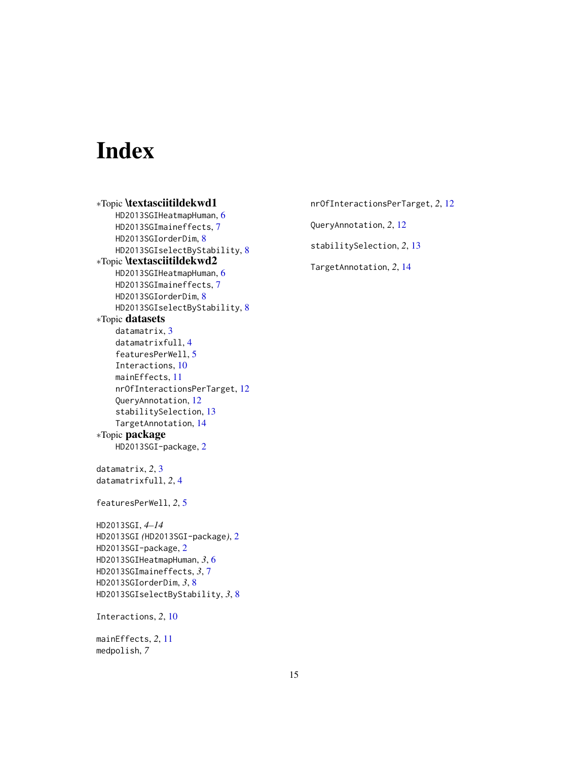# Index

∗Topic **\textasciitildekwd1**
- HD2013SGIHeatmapHuman, 6
- HD2013SGImaineffects, 7
- HD2013SGIorderDim, 8
- HD2013SGIselectByStability, 8

∗Topic **\textasciitildekwd2**
- HD2013SGIHeatmapHuman, 6
- HD2013SGImaineffects, 7
- HD2013SGIorderDim, 8
- HD2013SGIselectByStability, 8

∗Topic **datasets**
- datamatrix, 3
- datamatrixfull, 4
- featuresPerWell, 5
- Interactions, 10
- mainEffects, 11
- nrOfInteractionsPerTarget, 12
- QueryAnnotation, 12
- stabilitySelection, 13
- TargetAnnotation, 14

∗Topic **package**
- HD2013SGI-package, 2

datamatrix, *2*, 3
datamatrixfull, *2*, 4

featuresPerWell, *2*, 5

HD2013SGI, *4–14*
HD2013SGI *(*HD2013SGI-package*)*, 2
HD2013SGI-package, 2
HD2013SGIHeatmapHuman, *3*, 6
HD2013SGImaineffects, *3*, 7
HD2013SGIorderDim, *3*, 8
HD2013SGIselectByStability, *3*, 8

Interactions, *2*, 10

mainEffects, *2*, 11
medpolish, *7*

nrOfInteractionsPerTarget, *2*, 12

QueryAnnotation, *2*, 12

stabilitySelection, *2*, 13

TargetAnnotation, *2*, 14